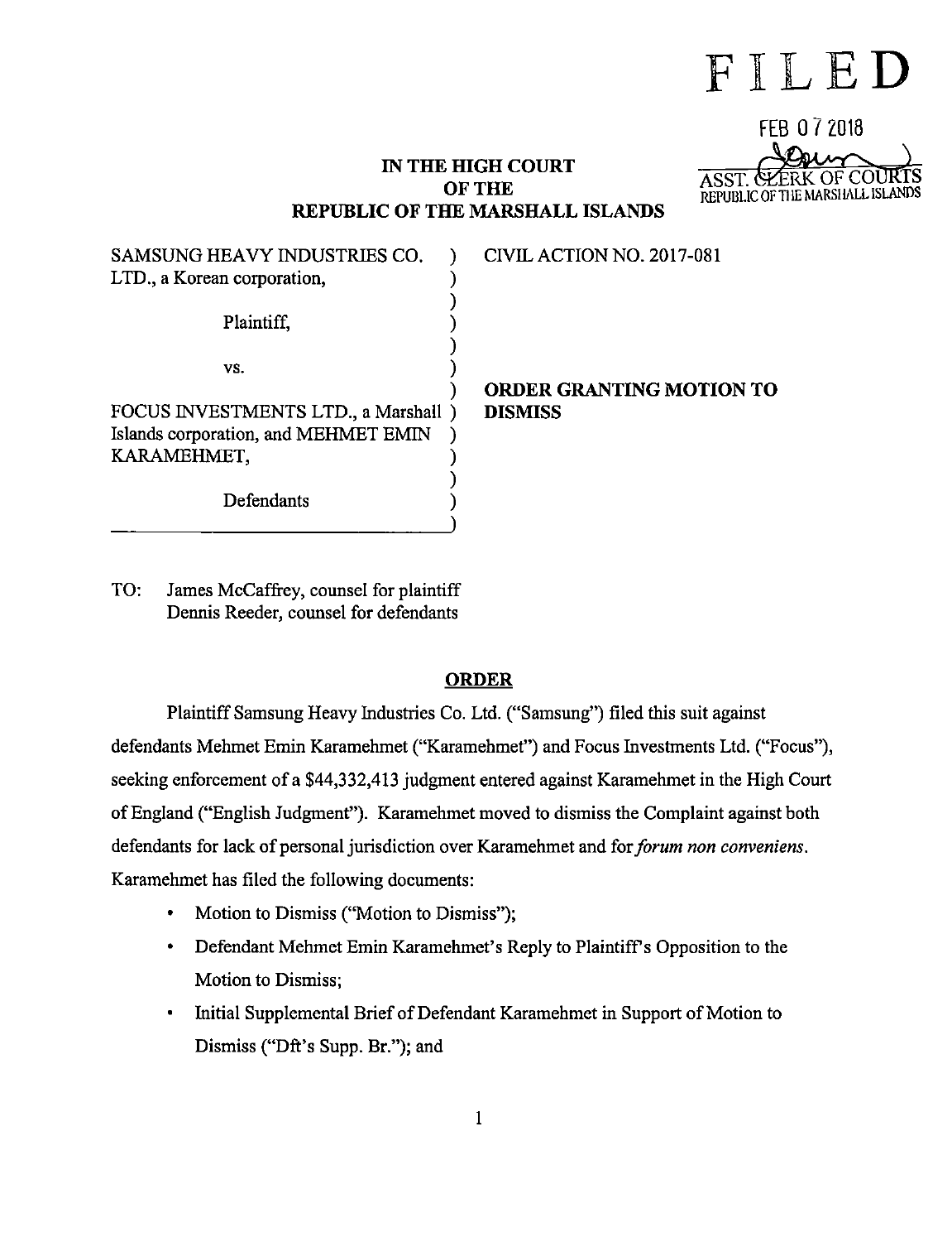# FILED

FEB 07 2018

ASST. CLERK OF COURTS
REPUBLIC OF THE MARSHALL ISLANDS

**IN THE HIGH COURT**
**OF THE**
**REPUBLIC OF THE MARSHALL ISLANDS**

SAMSUNG HEAVY INDUSTRIES CO. LTD., a Korean corporation,

Plaintiff,

vs.

FOCUS INVESTMENTS LTD., a Marshall Islands corporation, and MEHMET EMIN KARAMEHMET,

Defendants

CIVIL ACTION NO. 2017-081

**ORDER GRANTING MOTION TO DISMISS**

TO: James McCaffrey, counsel for plaintiff
Dennis Reeder, counsel for defendants

## ORDER

Plaintiff Samsung Heavy Industries Co. Ltd. ("Samsung") filed this suit against defendants Mehmet Emin Karamehmet ("Karamehmet") and Focus Investments Ltd. ("Focus"), seeking enforcement of a $44,332,413 judgment entered against Karamehmet in the High Court of England ("English Judgment"). Karamehmet moved to dismiss the Complaint against both defendants for lack of personal jurisdiction over Karamehmet and for *forum non conveniens*. Karamehmet has filed the following documents:

- Motion to Dismiss ("Motion to Dismiss");
- Defendant Mehmet Emin Karamehmet's Reply to Plaintiff's Opposition to the Motion to Dismiss;
- Initial Supplemental Brief of Defendant Karamehmet in Support of Motion to Dismiss ("Dft's Supp. Br."); and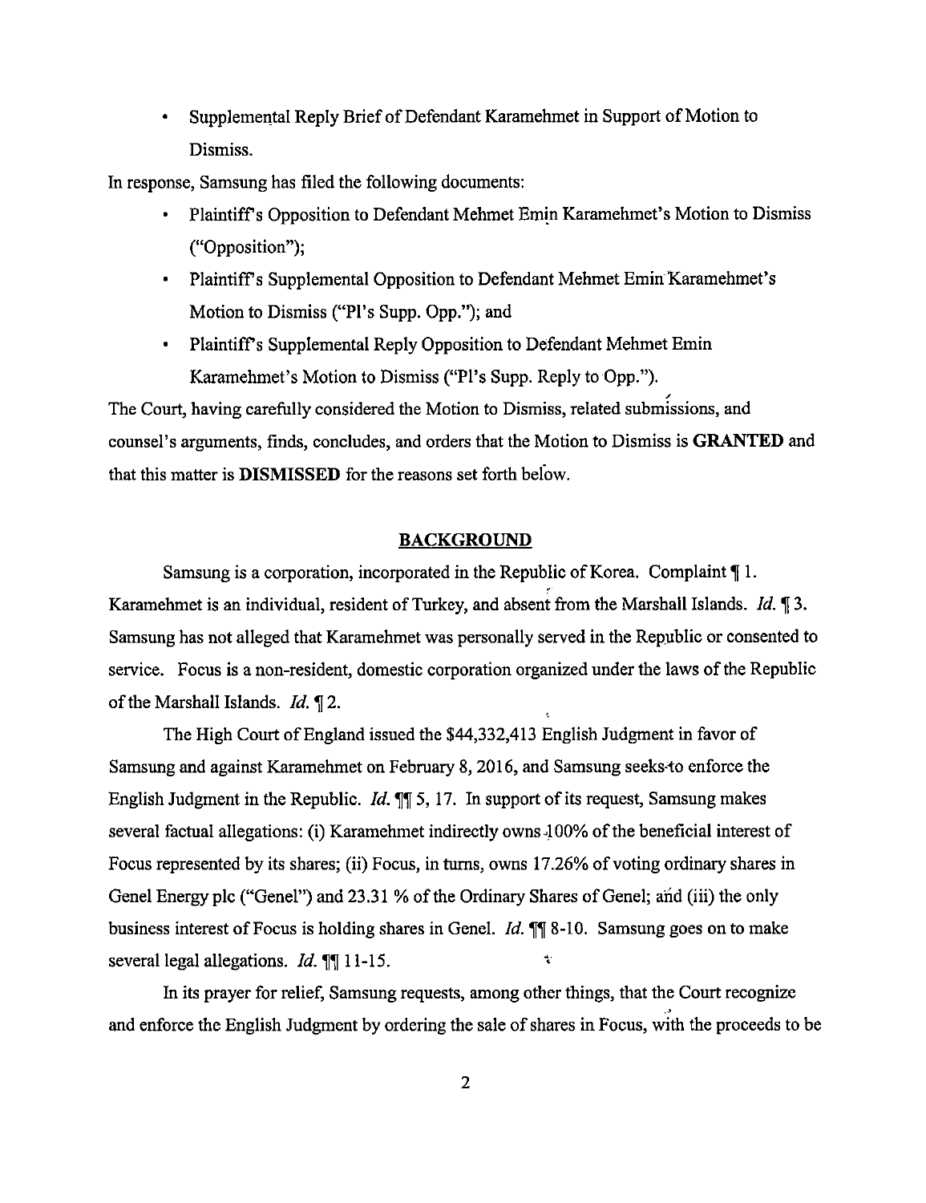- Supplemental Reply Brief of Defendant Karamehmet in Support of Motion to Dismiss.

In response, Samsung has filed the following documents:

- Plaintiff's Opposition to Defendant Mehmet Emin Karamehmet's Motion to Dismiss ("Opposition");
- Plaintiff's Supplemental Opposition to Defendant Mehmet Emin Karamehmet's Motion to Dismiss ("Pl's Supp. Opp."); and
- Plaintiff's Supplemental Reply Opposition to Defendant Mehmet Emin Karamehmet's Motion to Dismiss ("Pl's Supp. Reply to Opp.").

The Court, having carefully considered the Motion to Dismiss, related submissions, and counsel's arguments, finds, concludes, and orders that the Motion to Dismiss is **GRANTED** and that this matter is **DISMISSED** for the reasons set forth below.

## BACKGROUND

Samsung is a corporation, incorporated in the Republic of Korea. Complaint ¶ 1. Karamehmet is an individual, resident of Turkey, and absent from the Marshall Islands. *Id.* ¶ 3. Samsung has not alleged that Karamehmet was personally served in the Republic or consented to service. Focus is a non-resident, domestic corporation organized under the laws of the Republic of the Marshall Islands. *Id.* ¶ 2.

The High Court of England issued the $44,332,413 English Judgment in favor of Samsung and against Karamehmet on February 8, 2016, and Samsung seeks to enforce the English Judgment in the Republic. *Id.* ¶¶ 5, 17. In support of its request, Samsung makes several factual allegations: (i) Karamehmet indirectly owns 100% of the beneficial interest of Focus represented by its shares; (ii) Focus, in turns, owns 17.26% of voting ordinary shares in Genel Energy plc ("Genel") and 23.31 % of the Ordinary Shares of Genel; and (iii) the only business interest of Focus is holding shares in Genel. *Id.* ¶¶ 8-10. Samsung goes on to make several legal allegations. *Id.* ¶¶ 11-15.

In its prayer for relief, Samsung requests, among other things, that the Court recognize and enforce the English Judgment by ordering the sale of shares in Focus, with the proceeds to be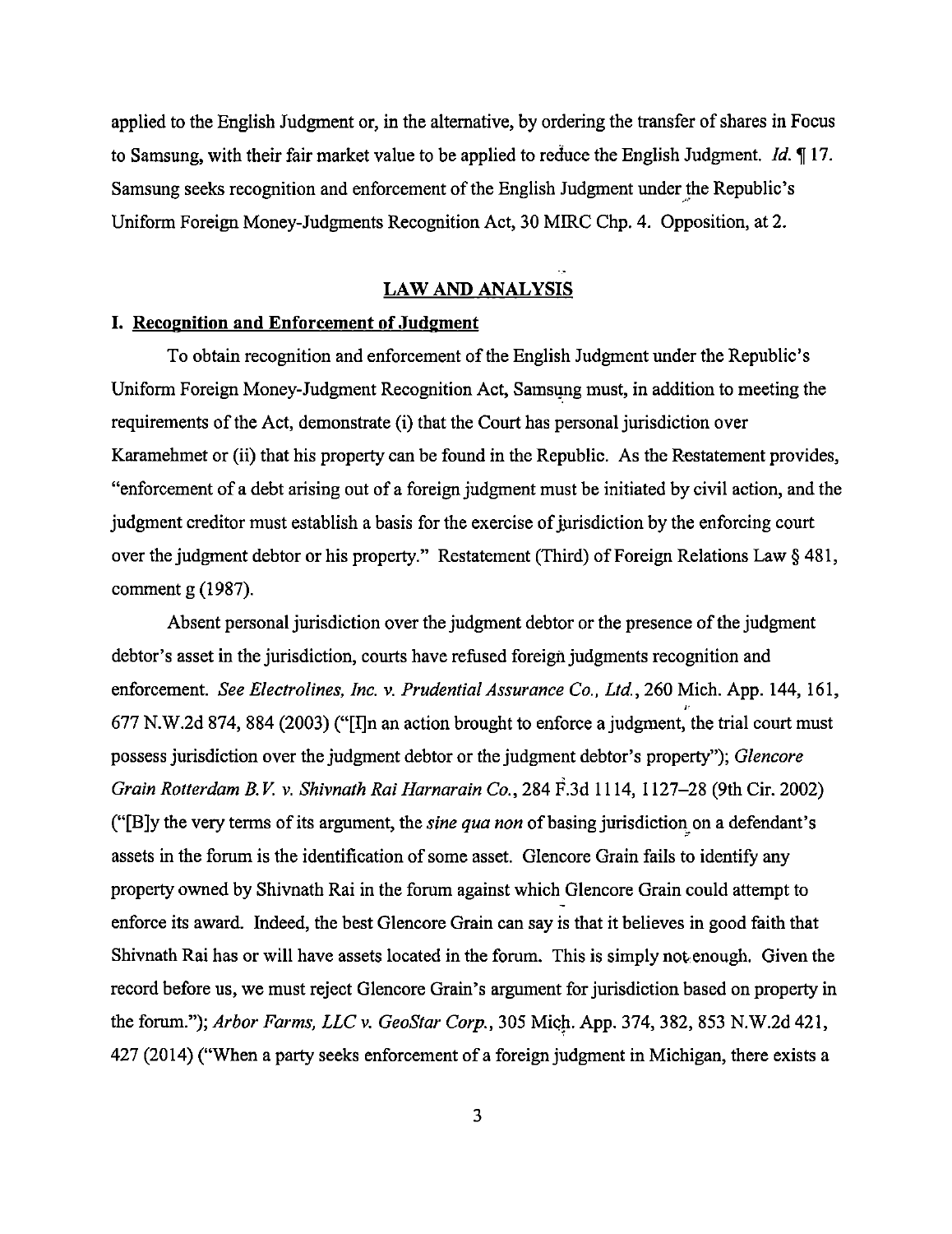applied to the English Judgment or, in the alternative, by ordering the transfer of shares in Focus to Samsung, with their fair market value to be applied to reduce the English Judgment. *Id.* ¶ 17. Samsung seeks recognition and enforcement of the English Judgment under the Republic's Uniform Foreign Money-Judgments Recognition Act, 30 MIRC Chp. 4. Opposition, at 2.

## LAW AND ANALYSIS

### I. Recognition and Enforcement of Judgment

To obtain recognition and enforcement of the English Judgment under the Republic's Uniform Foreign Money-Judgment Recognition Act, Samsung must, in addition to meeting the requirements of the Act, demonstrate (i) that the Court has personal jurisdiction over Karamehmet or (ii) that his property can be found in the Republic. As the Restatement provides, "enforcement of a debt arising out of a foreign judgment must be initiated by civil action, and the judgment creditor must establish a basis for the exercise of jurisdiction by the enforcing court over the judgment debtor or his property." Restatement (Third) of Foreign Relations Law § 481, comment g (1987).

Absent personal jurisdiction over the judgment debtor or the presence of the judgment debtor's asset in the jurisdiction, courts have refused foreign judgments recognition and enforcement. *See Electrolines, Inc. v. Prudential Assurance Co., Ltd.*, 260 Mich. App. 144, 161, 677 N.W.2d 874, 884 (2003) ("[I]n an action brought to enforce a judgment, the trial court must possess jurisdiction over the judgment debtor or the judgment debtor's property"); *Glencore Grain Rotterdam B.V. v. Shivnath Rai Harnarain Co.*, 284 F.3d 1114, 1127–28 (9th Cir. 2002) ("[B]y the very terms of its argument, the *sine qua non* of basing jurisdiction on a defendant's assets in the forum is the identification of some asset. Glencore Grain fails to identify any property owned by Shivnath Rai in the forum against which Glencore Grain could attempt to enforce its award. Indeed, the best Glencore Grain can say is that it believes in good faith that Shivnath Rai has or will have assets located in the forum. This is simply not enough. Given the record before us, we must reject Glencore Grain's argument for jurisdiction based on property in the forum."); *Arbor Farms, LLC v. GeoStar Corp.*, 305 Mich. App. 374, 382, 853 N.W.2d 421, 427 (2014) ("When a party seeks enforcement of a foreign judgment in Michigan, there exists a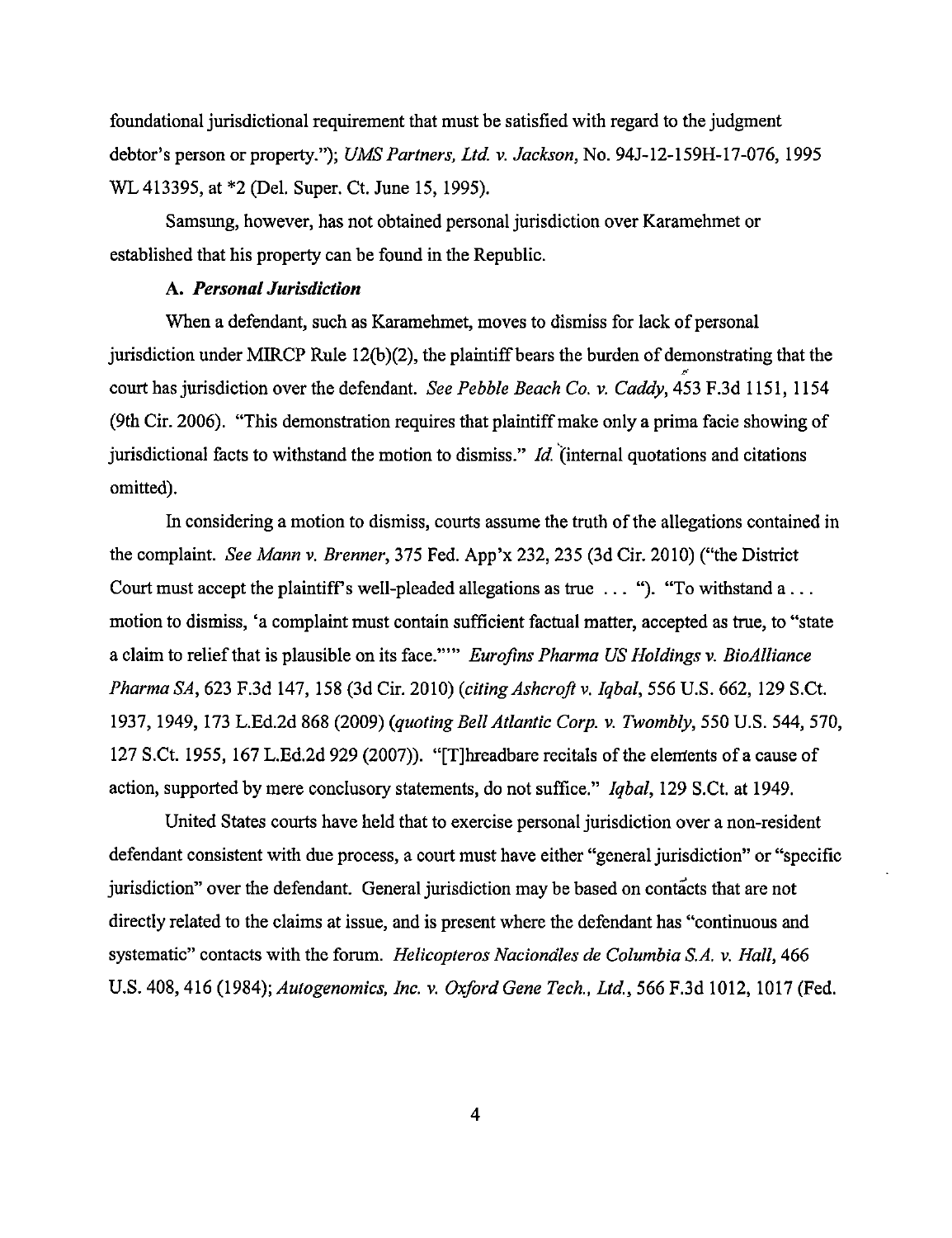foundational jurisdictional requirement that must be satisfied with regard to the judgment debtor's person or property."); *UMS Partners, Ltd. v. Jackson*, No. 94J-12-159H-17-076, 1995 WL 413395, at *2 (Del. Super. Ct. June 15, 1995).

Samsung, however, has not obtained personal jurisdiction over Karamehmet or established that his property can be found in the Republic.

### A. *Personal Jurisdiction*

When a defendant, such as Karamehmet, moves to dismiss for lack of personal jurisdiction under MIRCP Rule 12(b)(2), the plaintiff bears the burden of demonstrating that the court has jurisdiction over the defendant. *See Pebble Beach Co. v. Caddy*, 453 F.3d 1151, 1154 (9th Cir. 2006). "This demonstration requires that plaintiff make only a prima facie showing of jurisdictional facts to withstand the motion to dismiss." *Id.* (internal quotations and citations omitted).

In considering a motion to dismiss, courts assume the truth of the allegations contained in the complaint. *See Mann v. Brenner*, 375 Fed. App'x 232, 235 (3d Cir. 2010) ("the District Court must accept the plaintiff's well-pleaded allegations as true . . . "). "To withstand a . . . motion to dismiss, 'a complaint must contain sufficient factual matter, accepted as true, to "state a claim to relief that is plausible on its face."'" *Eurofins Pharma US Holdings v. BioAlliance Pharma SA*, 623 F.3d 147, 158 (3d Cir. 2010) (*citing Ashcroft v. Iqbal*, 556 U.S. 662, 129 S.Ct. 1937, 1949, 173 L.Ed.2d 868 (2009) (*quoting Bell Atlantic Corp. v. Twombly*, 550 U.S. 544, 570, 127 S.Ct. 1955, 167 L.Ed.2d 929 (2007)). "[T]hreadbare recitals of the elements of a cause of action, supported by mere conclusory statements, do not suffice." *Iqbal*, 129 S.Ct. at 1949.

United States courts have held that to exercise personal jurisdiction over a non-resident defendant consistent with due process, a court must have either "general jurisdiction" or "specific jurisdiction" over the defendant. General jurisdiction may be based on contacts that are not directly related to the claims at issue, and is present where the defendant has "continuous and systematic" contacts with the forum. *Helicopteros Naciondles de Columbia S.A. v. Hall*, 466 U.S. 408, 416 (1984); *Autogenomics, Inc. v. Oxford Gene Tech., Ltd.*, 566 F.3d 1012, 1017 (Fed.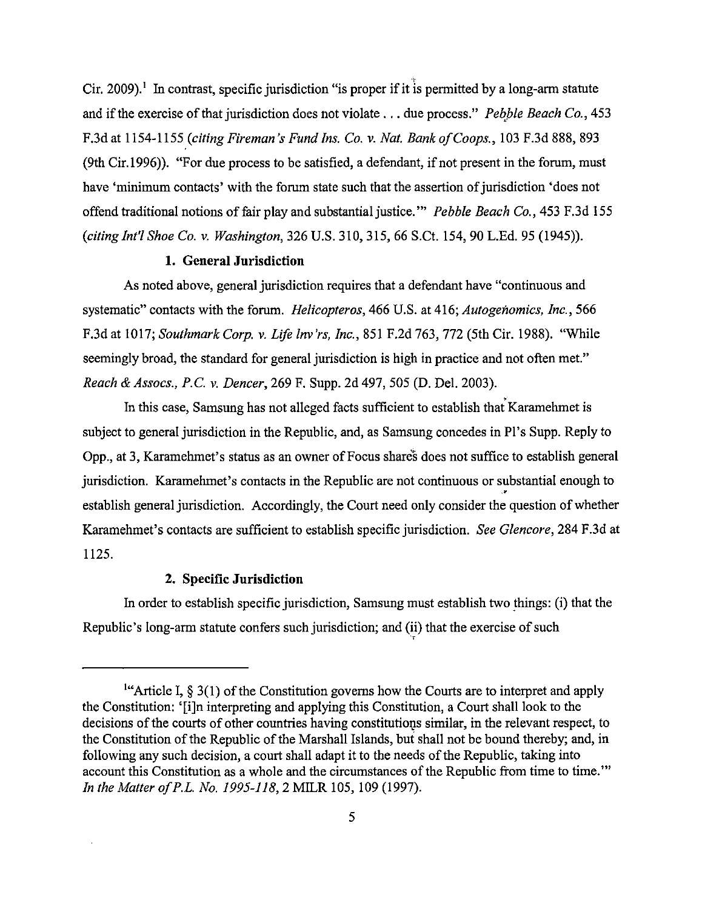Cir. 2009).[1] In contrast, specific jurisdiction "is proper if it is permitted by a long-arm statute and if the exercise of that jurisdiction does not violate . . . due process." *Pebble Beach Co.*, 453 F.3d at 1154-1155 (*citing Fireman's Fund Ins. Co. v. Nat. Bank of Coops.*, 103 F.3d 888, 893 (9th Cir.1996)). "For due process to be satisfied, a defendant, if not present in the forum, must have 'minimum contacts' with the forum state such that the assertion of jurisdiction 'does not offend traditional notions of fair play and substantial justice.'" *Pebble Beach Co.*, 453 F.3d 155 (*citing Int'l Shoe Co. v. Washington*, 326 U.S. 310, 315, 66 S.Ct. 154, 90 L.Ed. 95 (1945)).

**1. General Jurisdiction**

As noted above, general jurisdiction requires that a defendant have "continuous and systematic" contacts with the forum. *Helicopteros*, 466 U.S. at 416; *Autogenomics, Inc.*, 566 F.3d at 1017; *Southmark Corp. v. Life Inv'rs, Inc.*, 851 F.2d 763, 772 (5th Cir. 1988). "While seemingly broad, the standard for general jurisdiction is high in practice and not often met." *Reach & Assocs., P.C. v. Dencer*, 269 F. Supp. 2d 497, 505 (D. Del. 2003).

In this case, Samsung has not alleged facts sufficient to establish that Karamehmet is subject to general jurisdiction in the Republic, and, as Samsung concedes in Pl's Supp. Reply to Opp., at 3, Karamehmet's status as an owner of Focus shares does not suffice to establish general jurisdiction. Karamehmet's contacts in the Republic are not continuous or substantial enough to establish general jurisdiction. Accordingly, the Court need only consider the question of whether Karamehmet's contacts are sufficient to establish specific jurisdiction. *See Glencore*, 284 F.3d at 1125.

**2. Specific Jurisdiction**

In order to establish specific jurisdiction, Samsung must establish two things: (i) that the Republic's long-arm statute confers such jurisdiction; and (ii) that the exercise of such

---

[1] "Article I, § 3(1) of the Constitution governs how the Courts are to interpret and apply the Constitution: '[i]n interpreting and applying this Constitution, a Court shall look to the decisions of the courts of other countries having constitutions similar, in the relevant respect, to the Constitution of the Republic of the Marshall Islands, but shall not be bound thereby; and, in following any such decision, a court shall adapt it to the needs of the Republic, taking into account this Constitution as a whole and the circumstances of the Republic from time to time.'" *In the Matter of P.L. No. 1995-118*, 2 MILR 105, 109 (1997).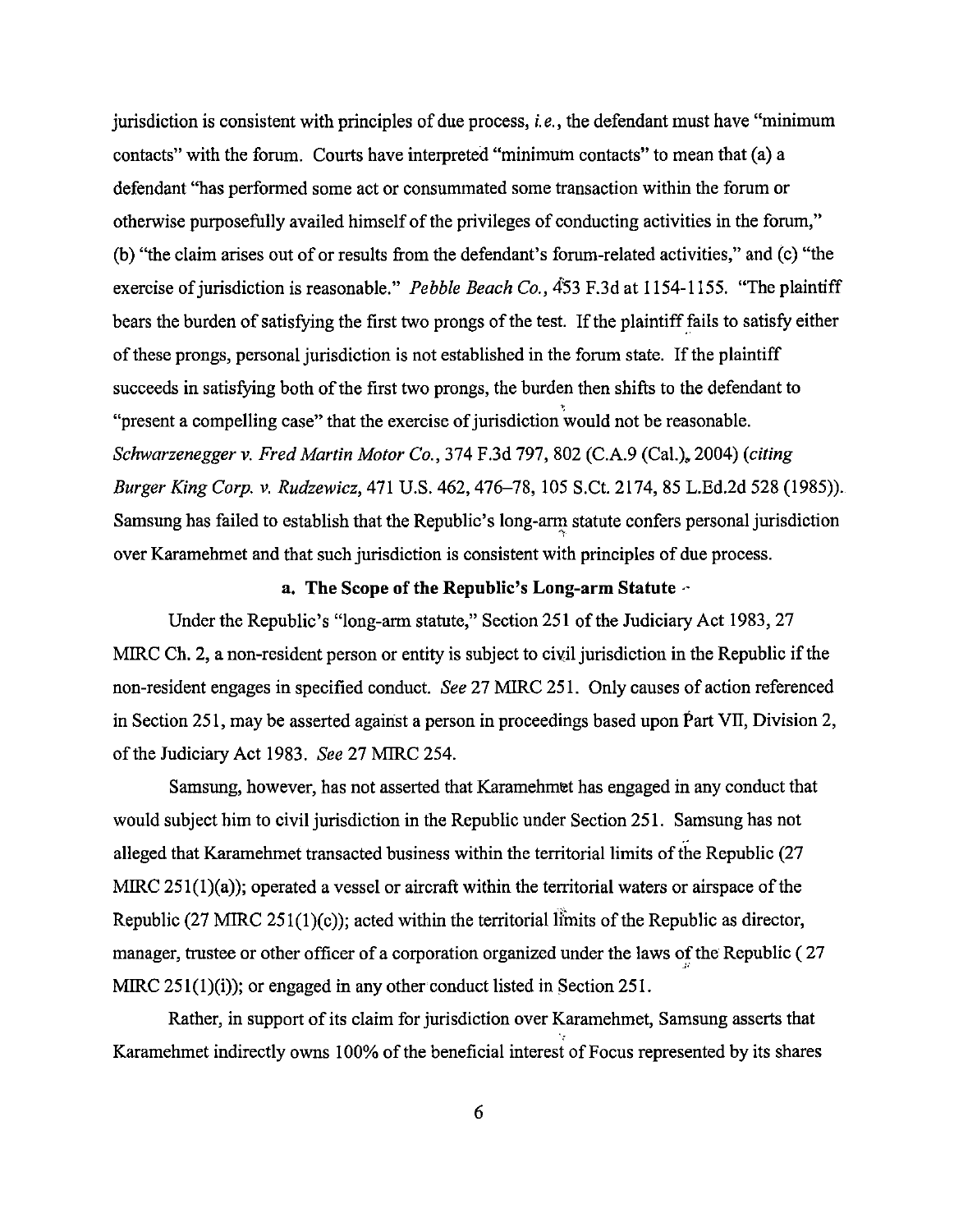jurisdiction is consistent with principles of due process, *i.e.*, the defendant must have "minimum contacts" with the forum. Courts have interpreted "minimum contacts" to mean that (a) a defendant "has performed some act or consummated some transaction within the forum or otherwise purposefully availed himself of the privileges of conducting activities in the forum," (b) "the claim arises out of or results from the defendant's forum-related activities," and (c) "the exercise of jurisdiction is reasonable." *Pebble Beach Co.*, 453 F.3d at 1154-1155. "The plaintiff bears the burden of satisfying the first two prongs of the test. If the plaintiff fails to satisfy either of these prongs, personal jurisdiction is not established in the forum state. If the plaintiff succeeds in satisfying both of the first two prongs, the burden then shifts to the defendant to "present a compelling case" that the exercise of jurisdiction would not be reasonable. *Schwarzenegger v. Fred Martin Motor Co.*, 374 F.3d 797, 802 (C.A.9 (Cal.), 2004) (*citing Burger King Corp. v. Rudzewicz*, 471 U.S. 462, 476–78, 105 S.Ct. 2174, 85 L.Ed.2d 528 (1985)). Samsung has failed to establish that the Republic's long-arm statute confers personal jurisdiction over Karamehmet and that such jurisdiction is consistent with principles of due process.

**a. The Scope of the Republic's Long-arm Statute**

Under the Republic's "long-arm statute," Section 251 of the Judiciary Act 1983, 27 MIRC Ch. 2, a non-resident person or entity is subject to civil jurisdiction in the Republic if the non-resident engages in specified conduct. *See* 27 MIRC 251. Only causes of action referenced in Section 251, may be asserted against a person in proceedings based upon Part VII, Division 2, of the Judiciary Act 1983. *See* 27 MIRC 254.

Samsung, however, has not asserted that Karamehmet has engaged in any conduct that would subject him to civil jurisdiction in the Republic under Section 251. Samsung has not alleged that Karamehmet transacted business within the territorial limits of the Republic (27 MIRC 251(1)(a)); operated a vessel or aircraft within the territorial waters or airspace of the Republic (27 MIRC 251(1)(c)); acted within the territorial limits of the Republic as director, manager, trustee or other officer of a corporation organized under the laws of the Republic ( 27 MIRC 251(1)(i)); or engaged in any other conduct listed in Section 251.

Rather, in support of its claim for jurisdiction over Karamehmet, Samsung asserts that Karamehmet indirectly owns 100% of the beneficial interest of Focus represented by its shares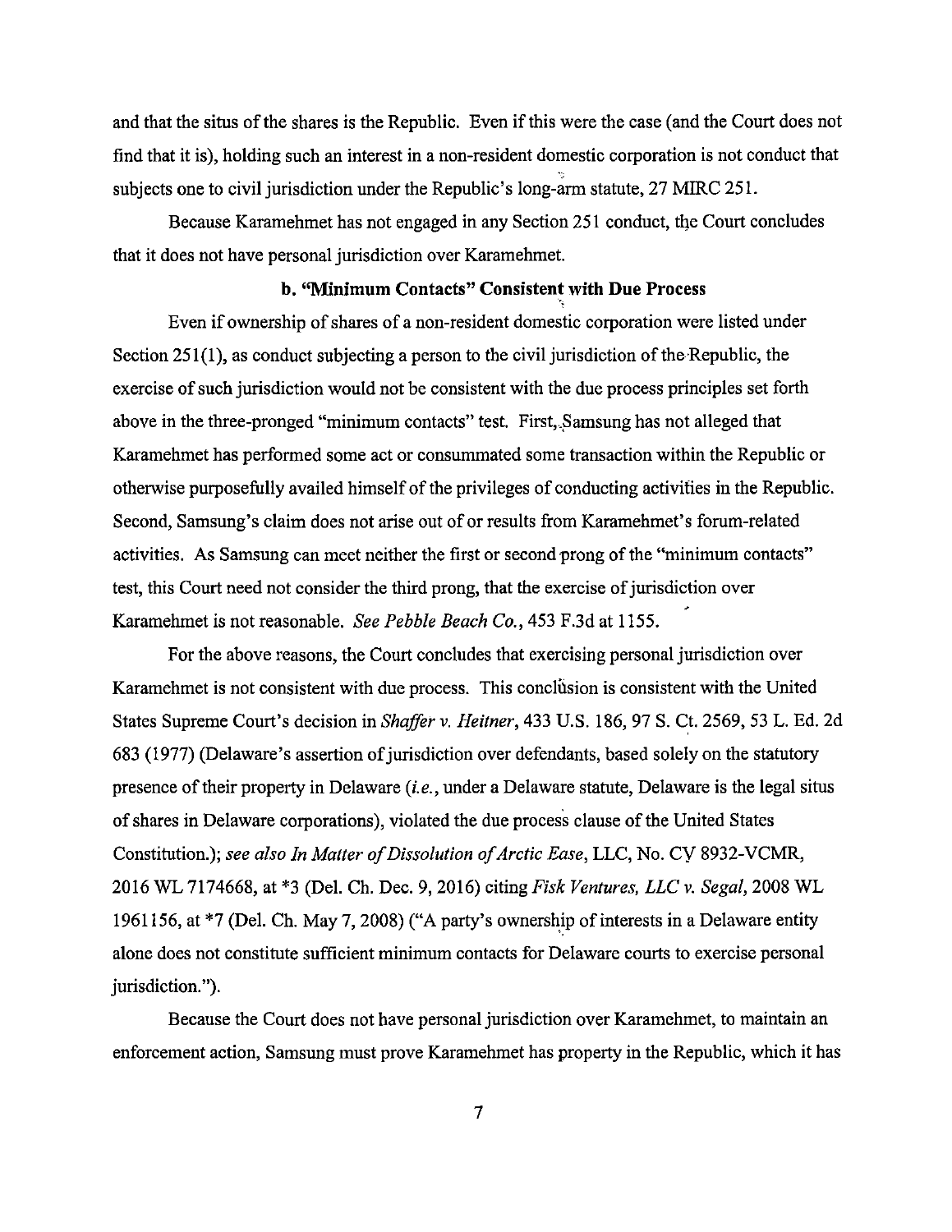and that the situs of the shares is the Republic. Even if this were the case (and the Court does not find that it is), holding such an interest in a non-resident domestic corporation is not conduct that subjects one to civil jurisdiction under the Republic's long-arm statute, 27 MIRC 251.

Because Karamehmet has not engaged in any Section 251 conduct, the Court concludes that it does not have personal jurisdiction over Karamehmet.

### b. "Minimum Contacts" Consistent with Due Process

Even if ownership of shares of a non-resident domestic corporation were listed under Section 251(1), as conduct subjecting a person to the civil jurisdiction of the Republic, the exercise of such jurisdiction would not be consistent with the due process principles set forth above in the three-pronged "minimum contacts" test. First, Samsung has not alleged that Karamehmet has performed some act or consummated some transaction within the Republic or otherwise purposefully availed himself of the privileges of conducting activities in the Republic. Second, Samsung's claim does not arise out of or results from Karamehmet's forum-related activities. As Samsung can meet neither the first or second prong of the "minimum contacts" test, this Court need not consider the third prong, that the exercise of jurisdiction over Karamehmet is not reasonable. *See Pebble Beach Co.*, 453 F.3d at 1155.

For the above reasons, the Court concludes that exercising personal jurisdiction over Karamehmet is not consistent with due process. This conclusion is consistent with the United States Supreme Court's decision in *Shaffer v. Heitner*, 433 U.S. 186, 97 S. Ct. 2569, 53 L. Ed. 2d 683 (1977) (Delaware's assertion of jurisdiction over defendants, based solely on the statutory presence of their property in Delaware (*i.e.*, under a Delaware statute, Delaware is the legal situs of shares in Delaware corporations), violated the due process clause of the United States Constitution.); *see also In Matter of Dissolution of Arctic Ease*, LLC, No. CY 8932-VCMR, 2016 WL 7174668, at *3 (Del. Ch. Dec. 9, 2016) citing *Fisk Ventures, LLC v. Segal*, 2008 WL 1961156, at *7 (Del. Ch. May 7, 2008) ("A party's ownership of interests in a Delaware entity alone does not constitute sufficient minimum contacts for Delaware courts to exercise personal jurisdiction.").

Because the Court does not have personal jurisdiction over Karamehmet, to maintain an enforcement action, Samsung must prove Karamehmet has property in the Republic, which it has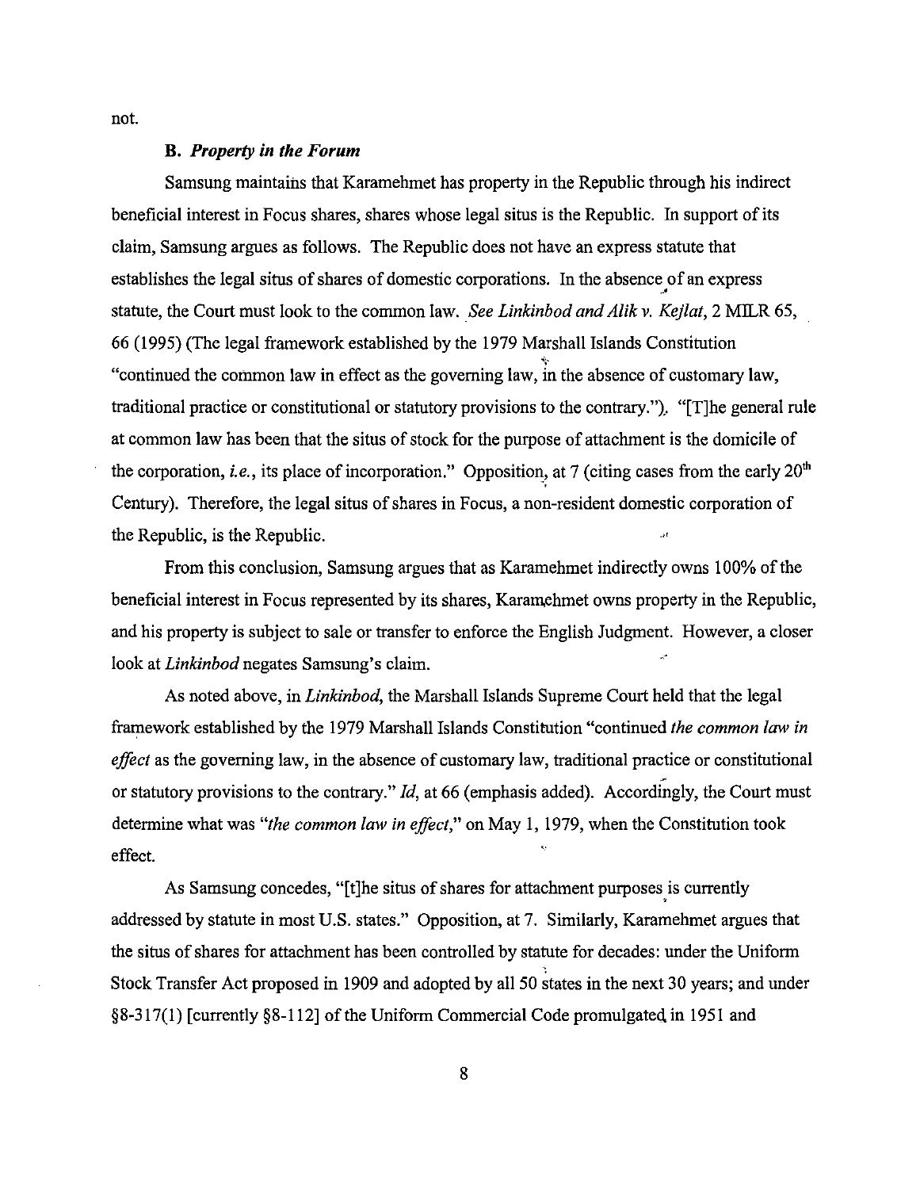not.

### B. *Property in the Forum*

Samsung maintains that Karamehmet has property in the Republic through his indirect beneficial interest in Focus shares, shares whose legal situs is the Republic. In support of its claim, Samsung argues as follows. The Republic does not have an express statute that establishes the legal situs of shares of domestic corporations. In the absence of an express statute, the Court must look to the common law. *See Linkinbod and Alik v. Kejlat*, 2 MILR 65, 66 (1995) (The legal framework established by the 1979 Marshall Islands Constitution "continued the common law in effect as the governing law, in the absence of customary law, traditional practice or constitutional or statutory provisions to the contrary."). "[T]he general rule at common law has been that the situs of stock for the purpose of attachment is the domicile of the corporation, *i.e.*, its place of incorporation." Opposition, at 7 (citing cases from the early 20th Century). Therefore, the legal situs of shares in Focus, a non-resident domestic corporation of the Republic, is the Republic.

From this conclusion, Samsung argues that as Karamehmet indirectly owns 100% of the beneficial interest in Focus represented by its shares, Karamehmet owns property in the Republic, and his property is subject to sale or transfer to enforce the English Judgment. However, a closer look at *Linkinbod* negates Samsung's claim.

As noted above, in *Linkinbod*, the Marshall Islands Supreme Court held that the legal framework established by the 1979 Marshall Islands Constitution "continued *the common law in effect* as the governing law, in the absence of customary law, traditional practice or constitutional or statutory provisions to the contrary." *Id*, at 66 (emphasis added). Accordingly, the Court must determine what was "*the common law in effect*," on May 1, 1979, when the Constitution took effect.

As Samsung concedes, "[t]he situs of shares for attachment purposes is currently addressed by statute in most U.S. states." Opposition, at 7. Similarly, Karamehmet argues that the situs of shares for attachment has been controlled by statute for decades: under the Uniform Stock Transfer Act proposed in 1909 and adopted by all 50 states in the next 30 years; and under §8-317(1) [currently §8-112] of the Uniform Commercial Code promulgated in 1951 and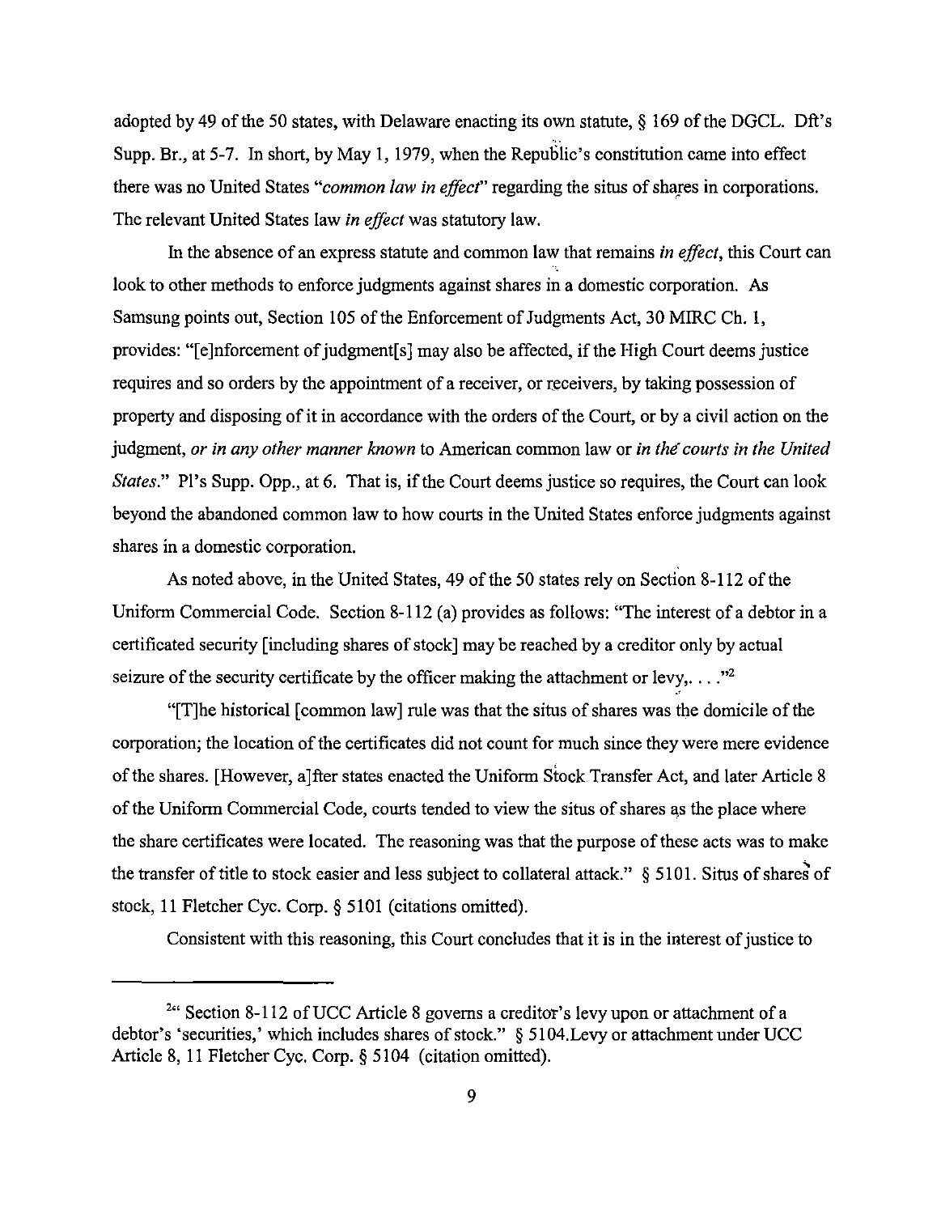adopted by 49 of the 50 states, with Delaware enacting its own statute, § 169 of the DGCL. Dft's Supp. Br., at 5-7. In short, by May 1, 1979, when the Republic's constitution came into effect there was no United States "*common law in effect*" regarding the situs of shares in corporations. The relevant United States law *in effect* was statutory law.

In the absence of an express statute and common law that remains *in effect*, this Court can look to other methods to enforce judgments against shares in a domestic corporation. As Samsung points out, Section 105 of the Enforcement of Judgments Act, 30 MIRC Ch. 1, provides: "[e]nforcement of judgment[s] may also be affected, if the High Court deems justice requires and so orders by the appointment of a receiver, or receivers, by taking possession of property and disposing of it in accordance with the orders of the Court, or by a civil action on the judgment, *or in any other manner known* to American common law or *in the courts in the United States*." Pl's Supp. Opp., at 6. That is, if the Court deems justice so requires, the Court can look beyond the abandoned common law to how courts in the United States enforce judgments against shares in a domestic corporation.

As noted above, in the United States, 49 of the 50 states rely on Section 8-112 of the Uniform Commercial Code. Section 8-112 (a) provides as follows: "The interest of a debtor in a certificated security [including shares of stock] may be reached by a creditor only by actual seizure of the security certificate by the officer making the attachment or levy,. . . ."[2]

"[T]he historical [common law] rule was that the situs of shares was the domicile of the corporation; the location of the certificates did not count for much since they were mere evidence of the shares. [However, a]fter states enacted the Uniform Stock Transfer Act, and later Article 8 of the Uniform Commercial Code, courts tended to view the situs of shares as the place where the share certificates were located. The reasoning was that the purpose of these acts was to make the transfer of title to stock easier and less subject to collateral attack." § 5101. Situs of shares of stock, 11 Fletcher Cyc. Corp. § 5101 (citations omitted).

Consistent with this reasoning, this Court concludes that it is in the interest of justice to

---

[2] " Section 8-112 of UCC Article 8 governs a creditor's levy upon or attachment of a debtor's 'securities,' which includes shares of stock." § 5104.Levy or attachment under UCC Article 8, 11 Fletcher Cyc. Corp. § 5104 (citation omitted).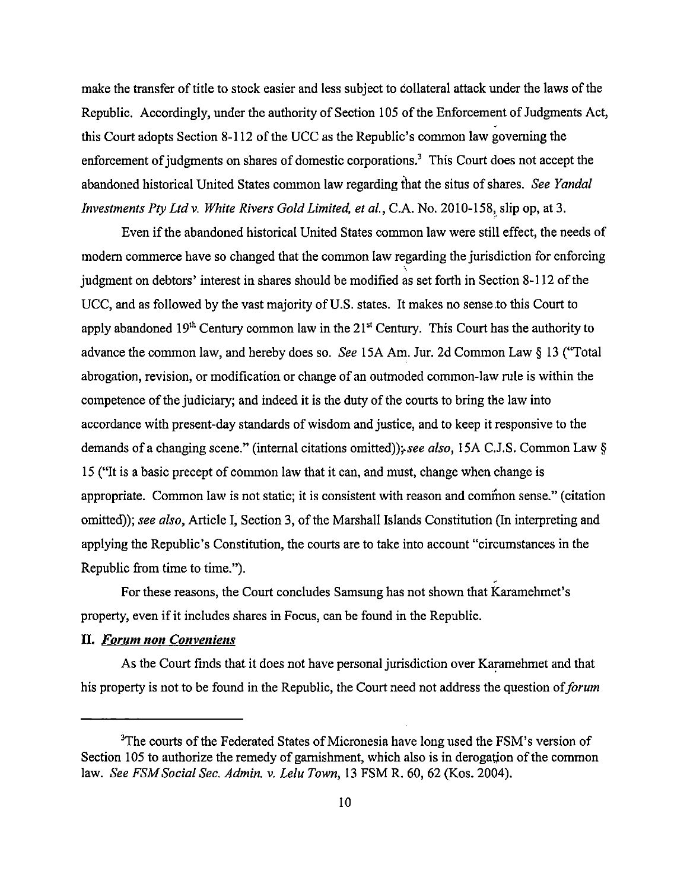make the transfer of title to stock easier and less subject to collateral attack under the laws of the Republic. Accordingly, under the authority of Section 105 of the Enforcement of Judgments Act, this Court adopts Section 8-112 of the UCC as the Republic's common law governing the enforcement of judgments on shares of domestic corporations.[3] This Court does not accept the abandoned historical United States common law regarding that the situs of shares. *See Yandal Investments Pty Ltd v. White Rivers Gold Limited, et al.*, C.A. No. 2010-158, slip op, at 3.

Even if the abandoned historical United States common law were still effect, the needs of modern commerce have so changed that the common law regarding the jurisdiction for enforcing judgment on debtors' interest in shares should be modified as set forth in Section 8-112 of the UCC, and as followed by the vast majority of U.S. states. It makes no sense to this Court to apply abandoned 19th Century common law in the 21st Century. This Court has the authority to advance the common law, and hereby does so. *See* 15A Am. Jur. 2d Common Law § 13 ("Total abrogation, revision, or modification or change of an outmoded common-law rule is within the competence of the judiciary; and indeed it is the duty of the courts to bring the law into accordance with present-day standards of wisdom and justice, and to keep it responsive to the demands of a changing scene." (internal citations omitted)); *see also*, 15A C.J.S. Common Law § 15 ("It is a basic precept of common law that it can, and must, change when change is appropriate. Common law is not static; it is consistent with reason and common sense." (citation omitted)); *see also*, Article I, Section 3, of the Marshall Islands Constitution (In interpreting and applying the Republic's Constitution, the courts are to take into account "circumstances in the Republic from time to time.").

For these reasons, the Court concludes Samsung has not shown that Karamehmet's property, even if it includes shares in Focus, can be found in the Republic.

## II. *Forum non Conveniens*

As the Court finds that it does not have personal jurisdiction over Karamehmet and that his property is not to be found in the Republic, the Court need not address the question of *forum*

---

[3] The courts of the Federated States of Micronesia have long used the FSM's version of Section 105 to authorize the remedy of garnishment, which also is in derogation of the common law. *See FSM Social Sec. Admin. v. Lelu Town*, 13 FSM R. 60, 62 (Kos. 2004).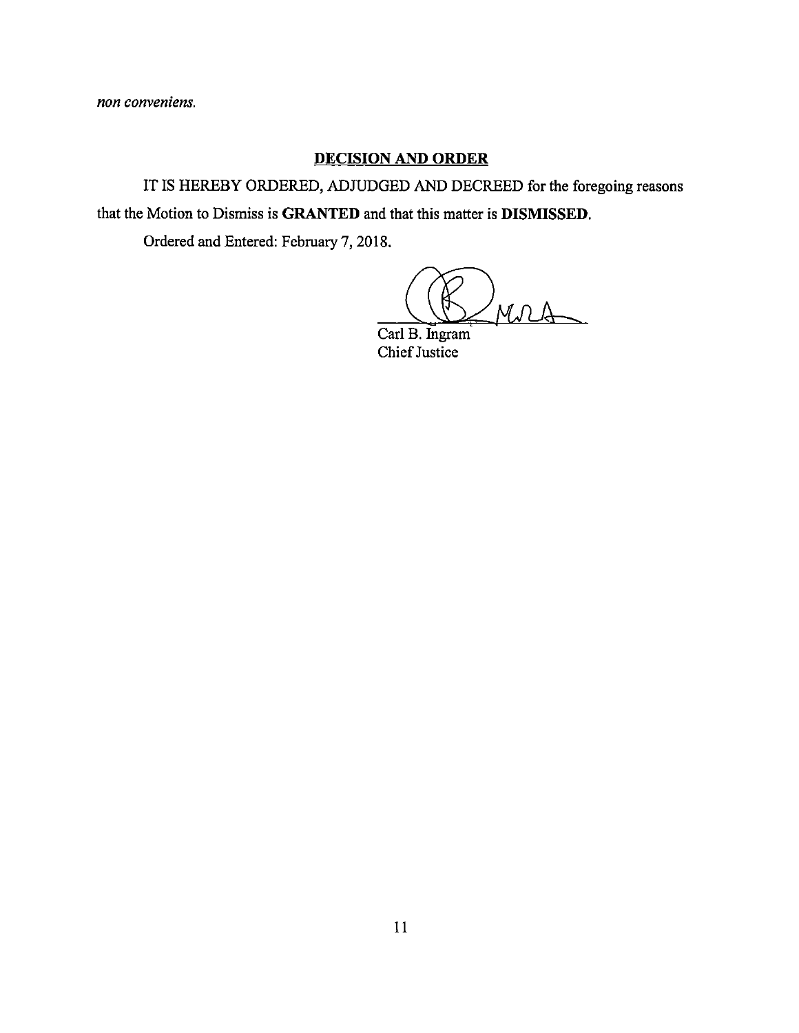*non conveniens.*

## DECISION AND ORDER

IT IS HEREBY ORDERED, ADJUDGED AND DECREED for the foregoing reasons that the Motion to Dismiss is **GRANTED** and that this matter is **DISMISSED**.

Ordered and Entered: February 7, 2018.

Carl B. Ingram
Chief Justice